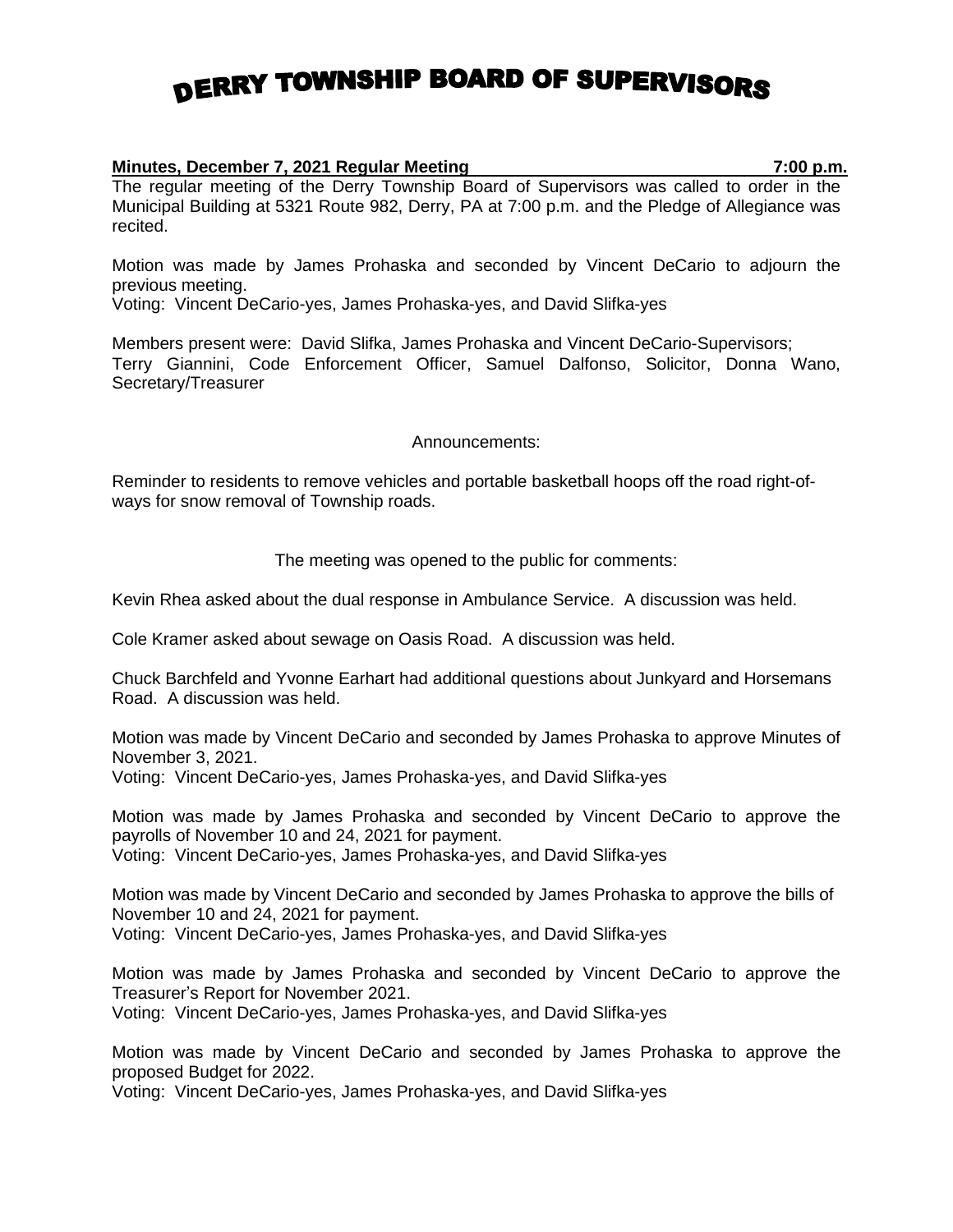# DERRY TOWNSHIP BOARD OF SUPERVISORS

**Minutes, December 7, 2021 Regular Meeting 7:00 p.m.**

The regular meeting of the Derry Township Board of Supervisors was called to order in the Municipal Building at 5321 Route 982, Derry, PA at 7:00 p.m. and the Pledge of Allegiance was recited.

Motion was made by James Prohaska and seconded by Vincent DeCario to adjourn the previous meeting.
Voting: Vincent DeCario-yes, James Prohaska-yes, and David Slifka-yes

Members present were: David Slifka, James Prohaska and Vincent DeCario-Supervisors; Terry Giannini, Code Enforcement Officer, Samuel Dalfonso, Solicitor, Donna Wano, Secretary/Treasurer

Announcements:

Reminder to residents to remove vehicles and portable basketball hoops off the road right-of-ways for snow removal of Township roads.

The meeting was opened to the public for comments:

Kevin Rhea asked about the dual response in Ambulance Service. A discussion was held.

Cole Kramer asked about sewage on Oasis Road. A discussion was held.

Chuck Barchfeld and Yvonne Earhart had additional questions about Junkyard and Horsemans Road. A discussion was held.

Motion was made by Vincent DeCario and seconded by James Prohaska to approve Minutes of November 3, 2021.
Voting: Vincent DeCario-yes, James Prohaska-yes, and David Slifka-yes

Motion was made by James Prohaska and seconded by Vincent DeCario to approve the payrolls of November 10 and 24, 2021 for payment.
Voting: Vincent DeCario-yes, James Prohaska-yes, and David Slifka-yes

Motion was made by Vincent DeCario and seconded by James Prohaska to approve the bills of November 10 and 24, 2021 for payment.
Voting: Vincent DeCario-yes, James Prohaska-yes, and David Slifka-yes

Motion was made by James Prohaska and seconded by Vincent DeCario to approve the Treasurer's Report for November 2021.
Voting: Vincent DeCario-yes, James Prohaska-yes, and David Slifka-yes

Motion was made by Vincent DeCario and seconded by James Prohaska to approve the proposed Budget for 2022.
Voting: Vincent DeCario-yes, James Prohaska-yes, and David Slifka-yes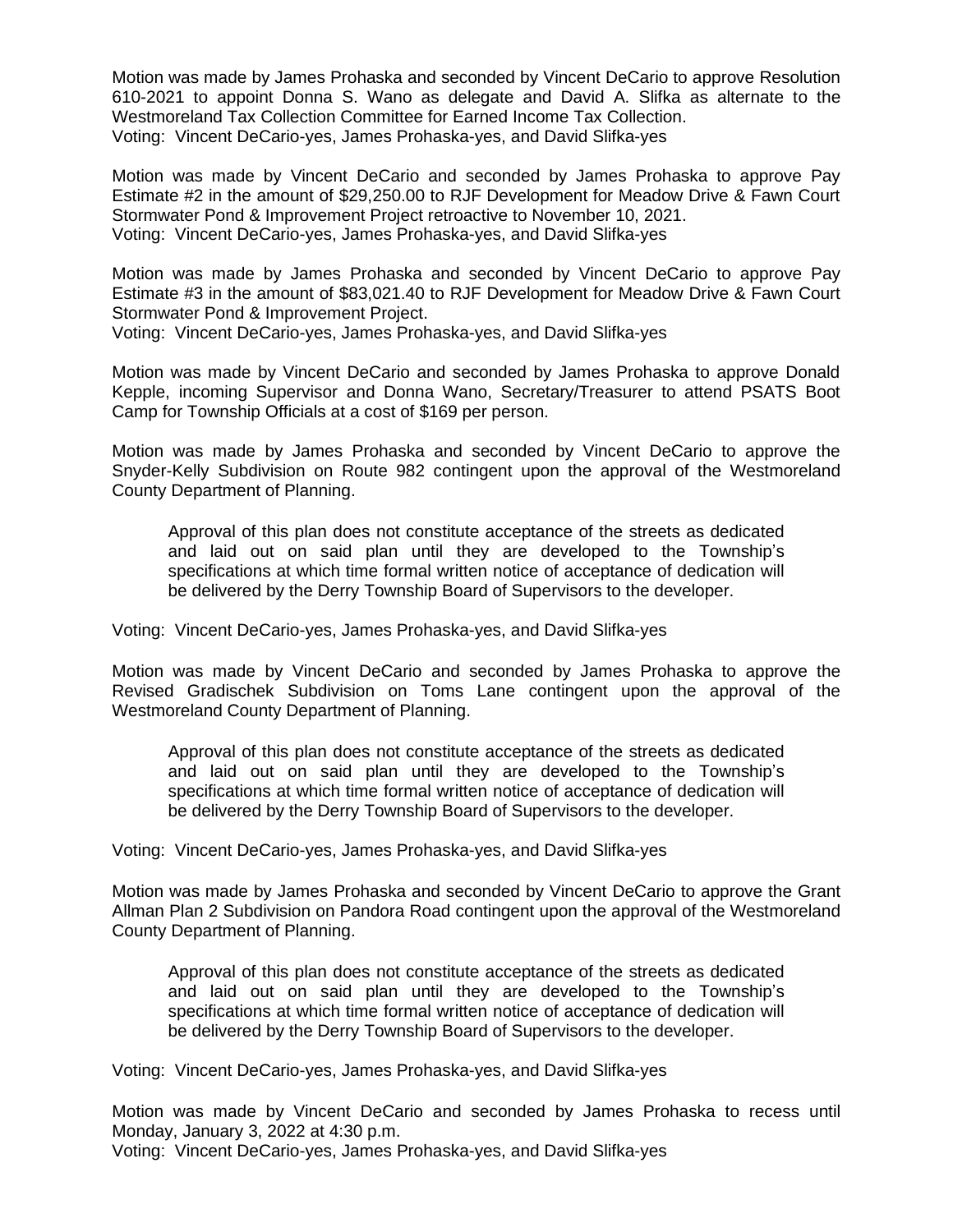Motion was made by James Prohaska and seconded by Vincent DeCario to approve Resolution 610-2021 to appoint Donna S. Wano as delegate and David A. Slifka as alternate to the Westmoreland Tax Collection Committee for Earned Income Tax Collection.
Voting: Vincent DeCario-yes, James Prohaska-yes, and David Slifka-yes

Motion was made by Vincent DeCario and seconded by James Prohaska to approve Pay Estimate #2 in the amount of $29,250.00 to RJF Development for Meadow Drive & Fawn Court Stormwater Pond & Improvement Project retroactive to November 10, 2021.
Voting: Vincent DeCario-yes, James Prohaska-yes, and David Slifka-yes

Motion was made by James Prohaska and seconded by Vincent DeCario to approve Pay Estimate #3 in the amount of $83,021.40 to RJF Development for Meadow Drive & Fawn Court Stormwater Pond & Improvement Project.
Voting: Vincent DeCario-yes, James Prohaska-yes, and David Slifka-yes

Motion was made by Vincent DeCario and seconded by James Prohaska to approve Donald Kepple, incoming Supervisor and Donna Wano, Secretary/Treasurer to attend PSATS Boot Camp for Township Officials at a cost of $169 per person.

Motion was made by James Prohaska and seconded by Vincent DeCario to approve the Snyder-Kelly Subdivision on Route 982 contingent upon the approval of the Westmoreland County Department of Planning.

> Approval of this plan does not constitute acceptance of the streets as dedicated and laid out on said plan until they are developed to the Township's specifications at which time formal written notice of acceptance of dedication will be delivered by the Derry Township Board of Supervisors to the developer.

Voting: Vincent DeCario-yes, James Prohaska-yes, and David Slifka-yes

Motion was made by Vincent DeCario and seconded by James Prohaska to approve the Revised Gradischek Subdivision on Toms Lane contingent upon the approval of the Westmoreland County Department of Planning.

> Approval of this plan does not constitute acceptance of the streets as dedicated and laid out on said plan until they are developed to the Township's specifications at which time formal written notice of acceptance of dedication will be delivered by the Derry Township Board of Supervisors to the developer.

Voting: Vincent DeCario-yes, James Prohaska-yes, and David Slifka-yes

Motion was made by James Prohaska and seconded by Vincent DeCario to approve the Grant Allman Plan 2 Subdivision on Pandora Road contingent upon the approval of the Westmoreland County Department of Planning.

> Approval of this plan does not constitute acceptance of the streets as dedicated and laid out on said plan until they are developed to the Township's specifications at which time formal written notice of acceptance of dedication will be delivered by the Derry Township Board of Supervisors to the developer.

Voting: Vincent DeCario-yes, James Prohaska-yes, and David Slifka-yes

Motion was made by Vincent DeCario and seconded by James Prohaska to recess until Monday, January 3, 2022 at 4:30 p.m.
Voting: Vincent DeCario-yes, James Prohaska-yes, and David Slifka-yes